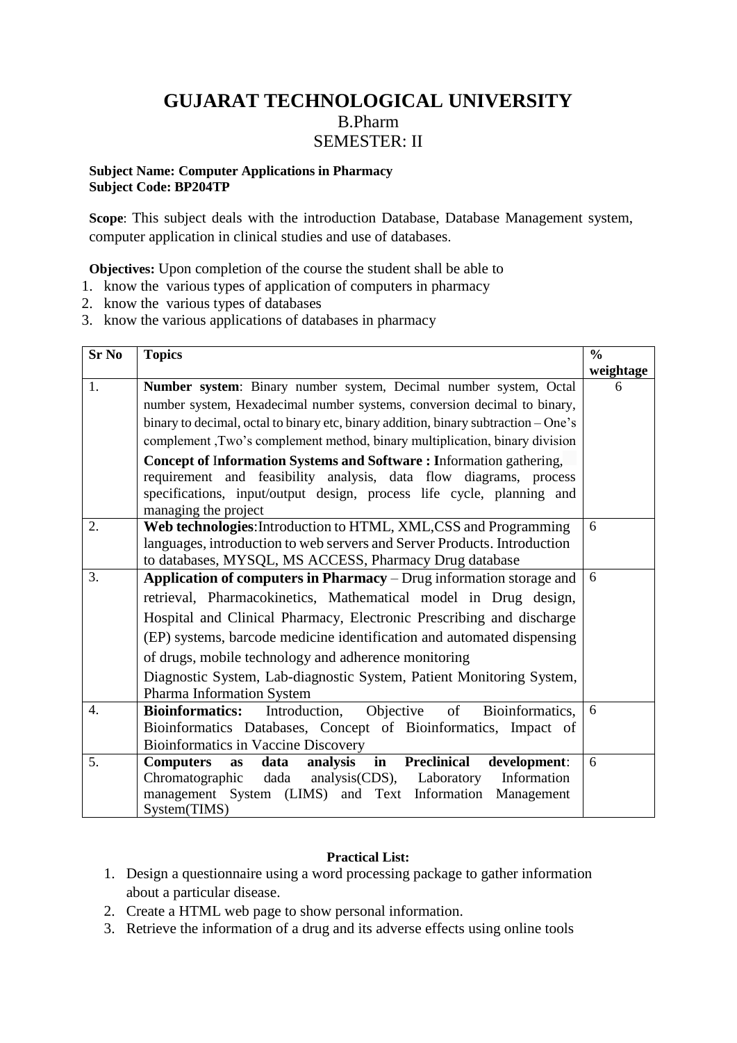# GUJARAT TECHNOLOGICAL UNIVERSITY

B.Pharm

SEMESTER: II

**Subject Name: Computer Applications in Pharmacy**
**Subject Code: BP204TP**

**Scope**: This subject deals with the introduction Database, Database Management system, computer application in clinical studies and use of databases.

**Objectives:** Upon completion of the course the student shall be able to

1. know the various types of application of computers in pharmacy
2. know the various types of databases
3. know the various applications of databases in pharmacy

| Sr No | Topics | % weightage |
|---|---|---|
| 1. | **Number system**: Binary number system, Decimal number system, Octal number system, Hexadecimal number systems, conversion decimal to binary, binary to decimal, octal to binary etc, binary addition, binary subtraction – One's complement ,Two's complement method, binary multiplication, binary division<br>**Concept of** I**nformation Systems and Software : I**nformation gathering, requirement and feasibility analysis, data flow diagrams, process specifications, input/output design, process life cycle, planning and managing the project | 6 |
| 2. | **Web technologies**:Introduction to HTML, XML,CSS and Programming languages, introduction to web servers and Server Products. Introduction to databases, MYSQL, MS ACCESS, Pharmacy Drug database | 6 |
| 3. | **Application of computers in Pharmacy** – Drug information storage and retrieval, Pharmacokinetics, Mathematical model in Drug design, Hospital and Clinical Pharmacy, Electronic Prescribing and discharge (EP) systems, barcode medicine identification and automated dispensing of drugs, mobile technology and adherence monitoring<br>Diagnostic System, Lab-diagnostic System, Patient Monitoring System, Pharma Information System | 6 |
| 4. | **Bioinformatics:** Introduction, Objective of Bioinformatics, Bioinformatics Databases, Concept of Bioinformatics, Impact of Bioinformatics in Vaccine Discovery | 6 |
| 5. | **Computers as data analysis in Preclinical development**: Chromatographic dada analysis(CDS), Laboratory Information management System (LIMS) and Text Information Management System(TIMS) | 6 |

**Practical List:**

1. Design a questionnaire using a word processing package to gather information about a particular disease.
2. Create a HTML web page to show personal information.
3. Retrieve the information of a drug and its adverse effects using online tools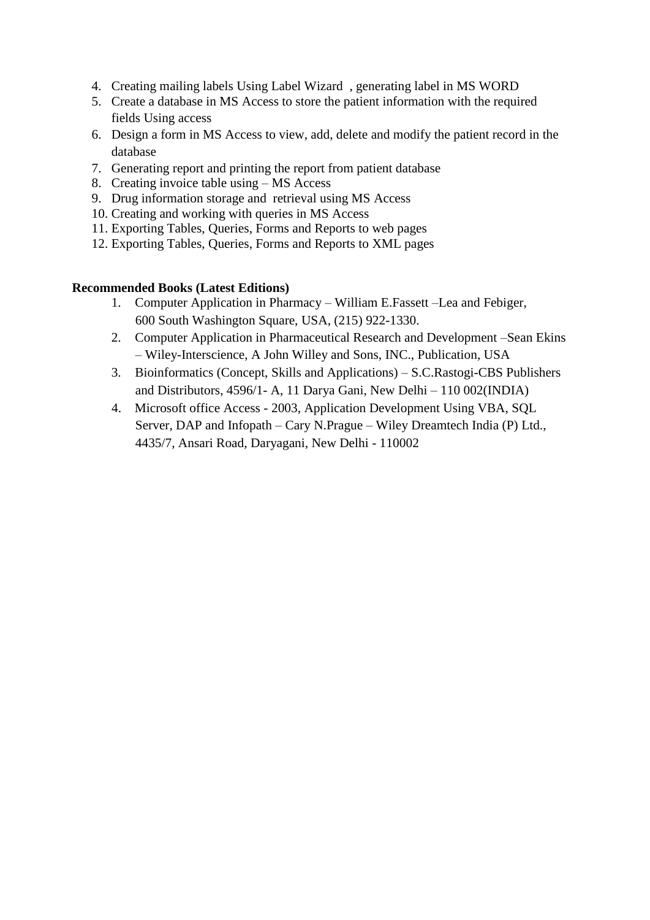4. Creating mailing labels Using Label Wizard , generating label in MS WORD
5. Create a database in MS Access to store the patient information with the required fields Using access
6. Design a form in MS Access to view, add, delete and modify the patient record in the database
7. Generating report and printing the report from patient database
8. Creating invoice table using – MS Access
9. Drug information storage and retrieval using MS Access
10. Creating and working with queries in MS Access
11. Exporting Tables, Queries, Forms and Reports to web pages
12. Exporting Tables, Queries, Forms and Reports to XML pages

**Recommended Books (Latest Editions)**

1. Computer Application in Pharmacy – William E.Fassett –Lea and Febiger, 600 South Washington Square, USA, (215) 922-1330.
2. Computer Application in Pharmaceutical Research and Development –Sean Ekins – Wiley-Interscience, A John Willey and Sons, INC., Publication, USA
3. Bioinformatics (Concept, Skills and Applications) – S.C.Rastogi-CBS Publishers and Distributors, 4596/1- A, 11 Darya Gani, New Delhi – 110 002(INDIA)
4. Microsoft office Access - 2003, Application Development Using VBA, SQL Server, DAP and Infopath – Cary N.Prague – Wiley Dreamtech India (P) Ltd., 4435/7, Ansari Road, Daryagani, New Delhi - 110002